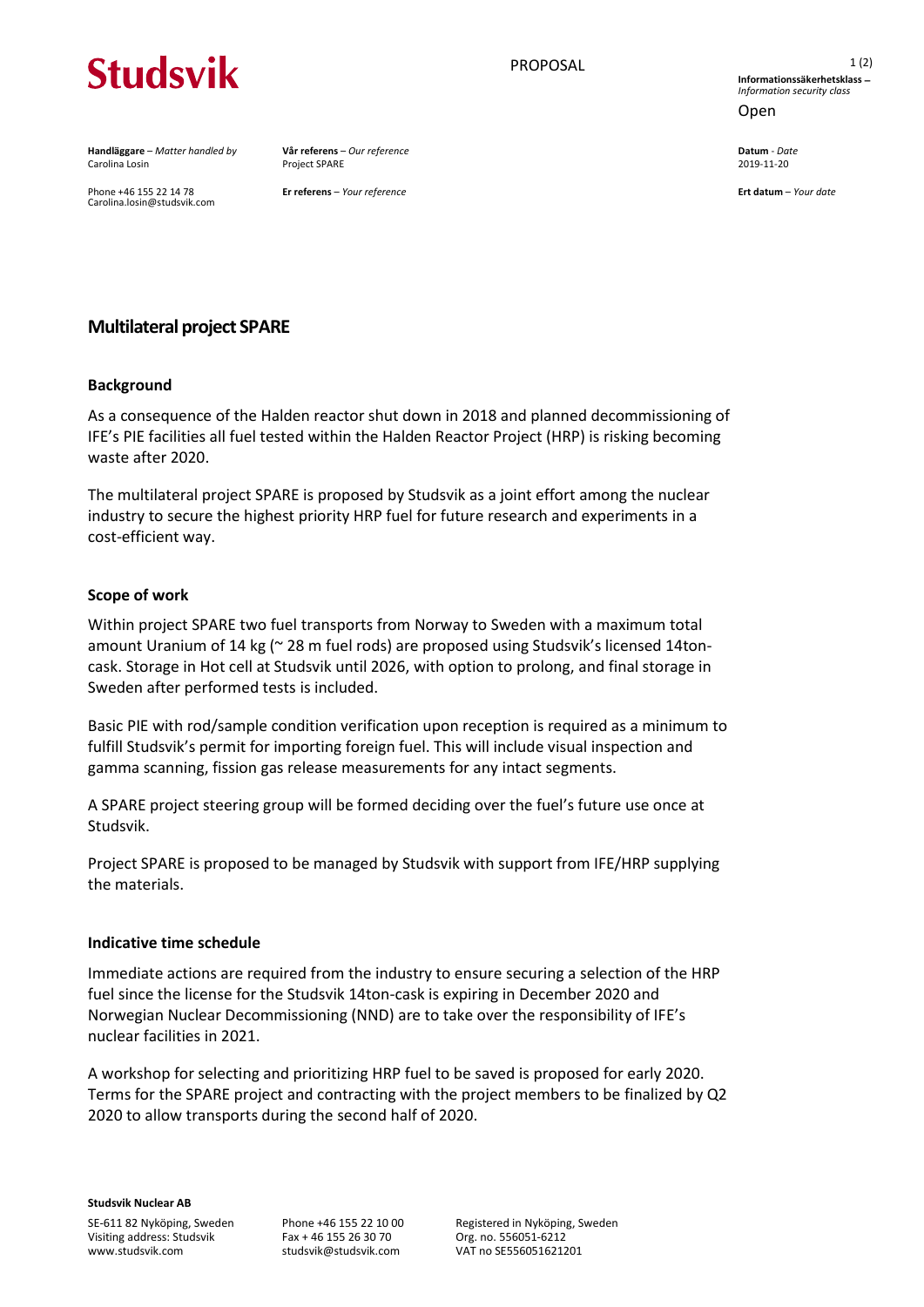Studsvik

PROPOSAL

**Informationssäkerhetsklass** – *Information security class*

Open

| **Handläggare** – *Matter handled by* | **Vår referens** – *Our reference* | **Datum** - *Date* |
| --- | --- | --- |
| Carolina Losin | Project SPARE | 2019-11-20 |
| Phone +46 155 22 14 78<br>Carolina.losin@studsvik.com | **Er referens** – *Your reference* | **Ert datum** – *Your date* |

# Multilateral project SPARE

## Background

As a consequence of the Halden reactor shut down in 2018 and planned decommissioning of IFE's PIE facilities all fuel tested within the Halden Reactor Project (HRP) is risking becoming waste after 2020.

The multilateral project SPARE is proposed by Studsvik as a joint effort among the nuclear industry to secure the highest priority HRP fuel for future research and experiments in a cost-efficient way.

## Scope of work

Within project SPARE two fuel transports from Norway to Sweden with a maximum total amount Uranium of 14 kg (~ 28 m fuel rods) are proposed using Studsvik's licensed 14ton-cask. Storage in Hot cell at Studsvik until 2026, with option to prolong, and final storage in Sweden after performed tests is included.

Basic PIE with rod/sample condition verification upon reception is required as a minimum to fulfill Studsvik's permit for importing foreign fuel. This will include visual inspection and gamma scanning, fission gas release measurements for any intact segments.

A SPARE project steering group will be formed deciding over the fuel's future use once at Studsvik.

Project SPARE is proposed to be managed by Studsvik with support from IFE/HRP supplying the materials.

## Indicative time schedule

Immediate actions are required from the industry to ensure securing a selection of the HRP fuel since the license for the Studsvik 14ton-cask is expiring in December 2020 and Norwegian Nuclear Decommissioning (NND) are to take over the responsibility of IFE's nuclear facilities in 2021.

A workshop for selecting and prioritizing HRP fuel to be saved is proposed for early 2020. Terms for the SPARE project and contracting with the project members to be finalized by Q2 2020 to allow transports during the second half of 2020.

**Studsvik Nuclear AB**

SE-611 82 Nyköping, Sweden
Visiting address: Studsvik
www.studsvik.com

Phone +46 155 22 10 00
Fax + 46 155 26 30 70
studsvik@studsvik.com

Registered in Nyköping, Sweden
Org. no. 556051-6212
VAT no SE556051621201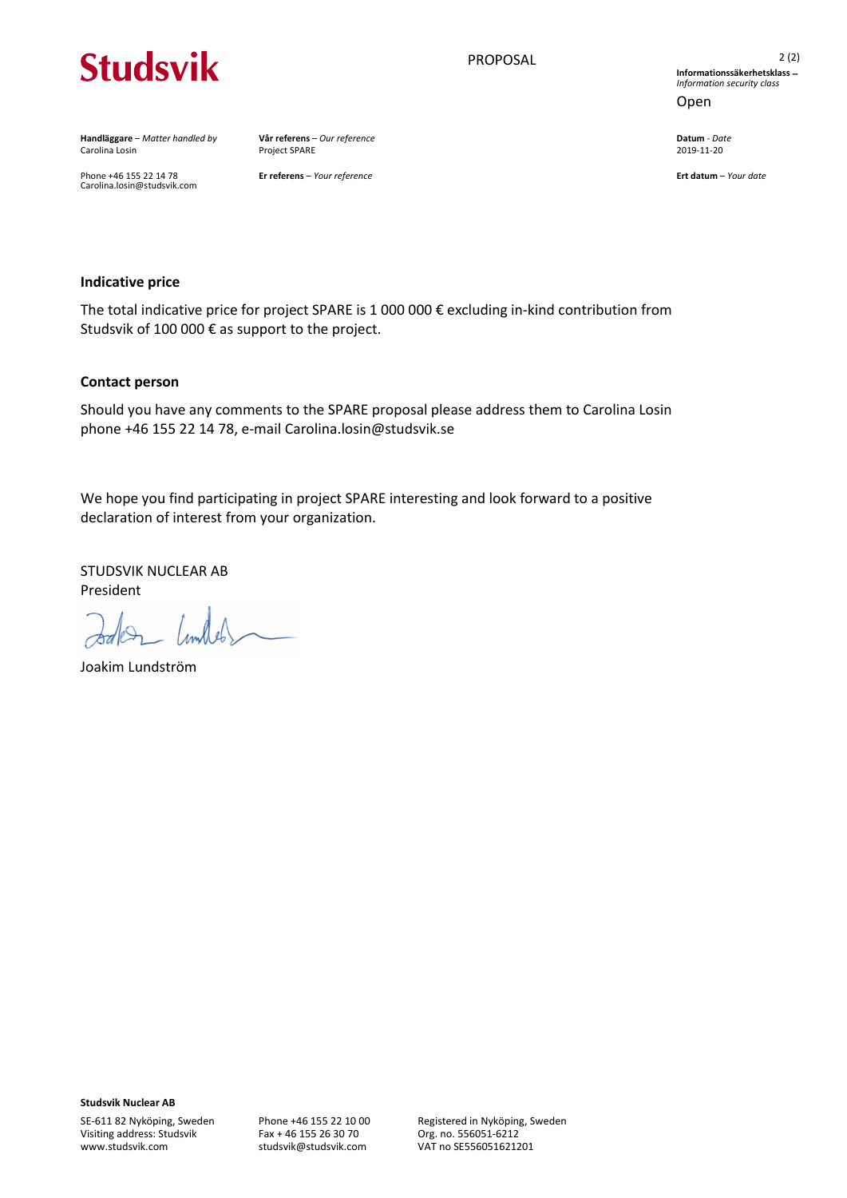**Studsvik**

PROPOSAL

**Informationssäkerhetsklass** – *Information security class*
Open

**Handläggare** – *Matter handled by*
Carolina Losin

Phone +46 155 22 14 78
Carolina.losin@studsvik.com

**Vår referens** – *Our reference*
Project SPARE

**Er referens** – *Your reference*

**Datum** - *Date*
2019-11-20

**Ert datum** – *Your date*

**Indicative price**

The total indicative price for project SPARE is 1 000 000 € excluding in-kind contribution from Studsvik of 100 000 € as support to the project.

**Contact person**

Should you have any comments to the SPARE proposal please address them to Carolina Losin phone +46 155 22 14 78, e-mail Carolina.losin@studsvik.se

We hope you find participating in project SPARE interesting and look forward to a positive declaration of interest from your organization.

STUDSVIK NUCLEAR AB
President

Joakim Lundström

**Studsvik Nuclear AB**

SE-611 82 Nyköping, Sweden
Visiting address: Studsvik
www.studsvik.com

Phone +46 155 22 10 00
Fax + 46 155 26 30 70
studsvik@studsvik.com

Registered in Nyköping, Sweden
Org. no. 556051-6212
VAT no SE556051621201